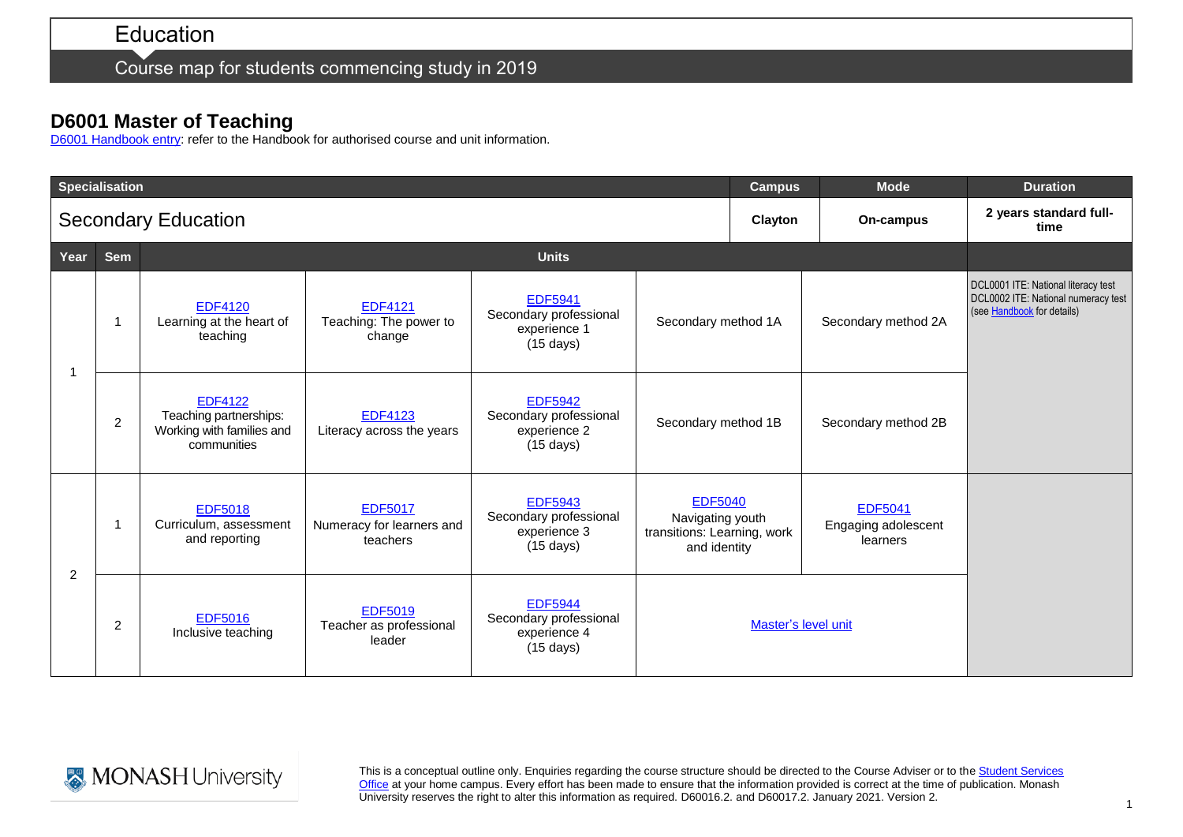# Education

## Course map for students commencing study in 2019

## D6001 Master of Teaching

D6001 Handbook entry: refer to the Handbook for authorised course and unit information.

| Specialisation | | | | | | Campus | Mode | Duration |
|---|---|---|---|---|---|---|---|---|
| Secondary Education | | | | | | Clayton | On-campus | 2 years standard full-time |
| **Year** | **Sem** | **Units** | | | | | | |
| 1 | 1 | EDF4120 Learning at the heart of teaching | EDF4121 Teaching: The power to change | EDF5941 Secondary professional experience 1 (15 days) | Secondary method 1A | Secondary method 2A | | DCL0001 ITE: National literacy test DCL0002 ITE: National numeracy test (see Handbook for details) |
| 1 | 2 | EDF4122 Teaching partnerships: Working with families and communities | EDF4123 Literacy across the years | EDF5942 Secondary professional experience 2 (15 days) | Secondary method 1B | Secondary method 2B | | |
| 2 | 1 | EDF5018 Curriculum, assessment and reporting | EDF5017 Numeracy for learners and teachers | EDF5943 Secondary professional experience 3 (15 days) | EDF5040 Navigating youth transitions: Learning, work and identity | EDF5041 Engaging adolescent learners | | |
| 2 | 2 | EDF5016 Inclusive teaching | EDF5019 Teacher as professional leader | EDF5944 Secondary professional experience 4 (15 days) | Master's level unit | | | |

This is a conceptual outline only. Enquiries regarding the course structure should be directed to the Course Adviser or to the Student Services Office at your home campus. Every effort has been made to ensure that the information provided is correct at the time of publication. Monash University reserves the right to alter this information as required. D60016.2. and D60017.2. January 2021. Version 2.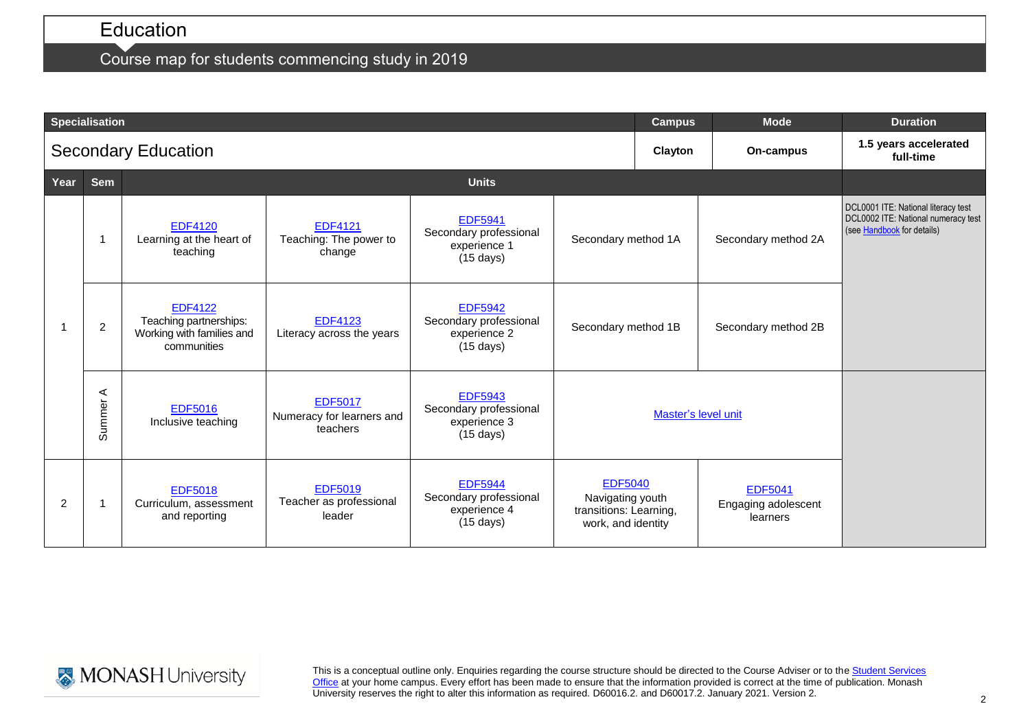# Education

## Course map for students commencing study in 2019

| Specialisation | | | | | | | Campus | Mode | Duration |
|---|---|---|---|---|---|---|---|---|---|
| Secondary Education | | | | | | | Clayton | On-campus | 1.5 years accelerated full-time |

| Year | Sem | Units | | | | | |
|---|---|---|---|---|---|---|---|
| 1 | 1 | EDF4120 Learning at the heart of teaching | EDF4121 Teaching: The power to change | EDF5941 Secondary professional experience 1 (15 days) | Secondary method 1A | Secondary method 2A | DCL0001 ITE: National literacy test<br>DCL0002 ITE: National numeracy test<br>(see Handbook for details) |
| 1 | 2 | EDF4122 Teaching partnerships: Working with families and communities | EDF4123 Literacy across the years | EDF5942 Secondary professional experience 2 (15 days) | Secondary method 1B | Secondary method 2B | |
| 1 | Summer A | EDF5016 Inclusive teaching | EDF5017 Numeracy for learners and teachers | EDF5943 Secondary professional experience 3 (15 days) | Master's level unit | | |
| 2 | 1 | EDF5018 Curriculum, assessment and reporting | EDF5019 Teacher as professional leader | EDF5944 Secondary professional experience 4 (15 days) | EDF5040 Navigating youth transitions: Learning, work, and identity | EDF5041 Engaging adolescent learners | |

MONASH University

This is a conceptual outline only. Enquiries regarding the course structure should be directed to the Course Adviser or to the Student Services Office at your home campus. Every effort has been made to ensure that the information provided is correct at the time of publication. Monash University reserves the right to alter this information as required. D60016.2. and D60017.2. January 2021. Version 2.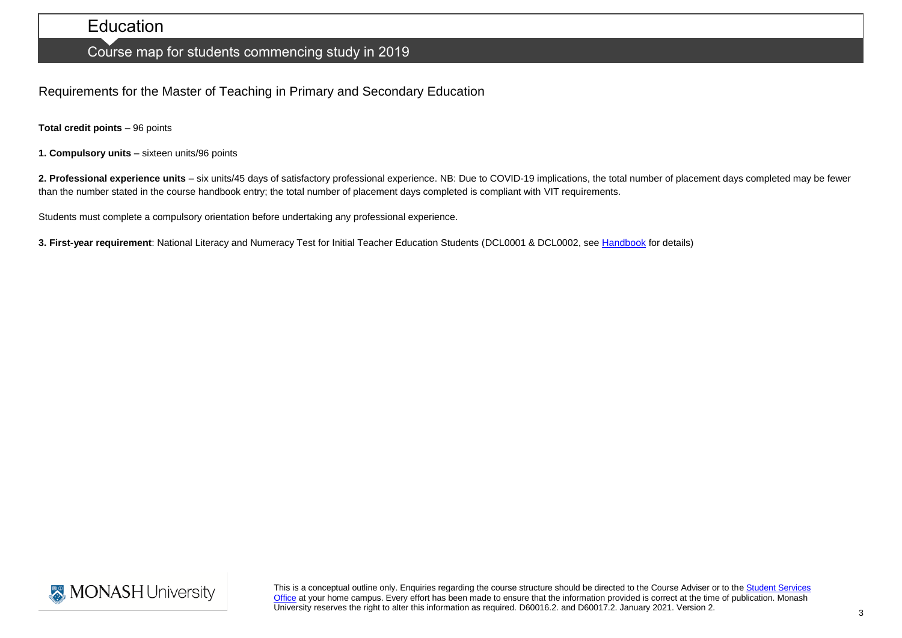# Education

## Course map for students commencing study in 2019

### Requirements for the Master of Teaching in Primary and Secondary Education

**Total credit points** – 96 points

**1. Compulsory units** – sixteen units/96 points

**2. Professional experience units** – six units/45 days of satisfactory professional experience. NB: Due to COVID-19 implications, the total number of placement days completed may be fewer than the number stated in the course handbook entry; the total number of placement days completed is compliant with VIT requirements.

Students must complete a compulsory orientation before undertaking any professional experience.

**3. First-year requirement**: National Literacy and Numeracy Test for Initial Teacher Education Students (DCL0001 & DCL0002, see Handbook for details)

MONASH University

This is a conceptual outline only. Enquiries regarding the course structure should be directed to the Course Adviser or to the Student Services Office at your home campus. Every effort has been made to ensure that the information provided is correct at the time of publication. Monash University reserves the right to alter this information as required. D60016.2. and D60017.2. January 2021. Version 2.